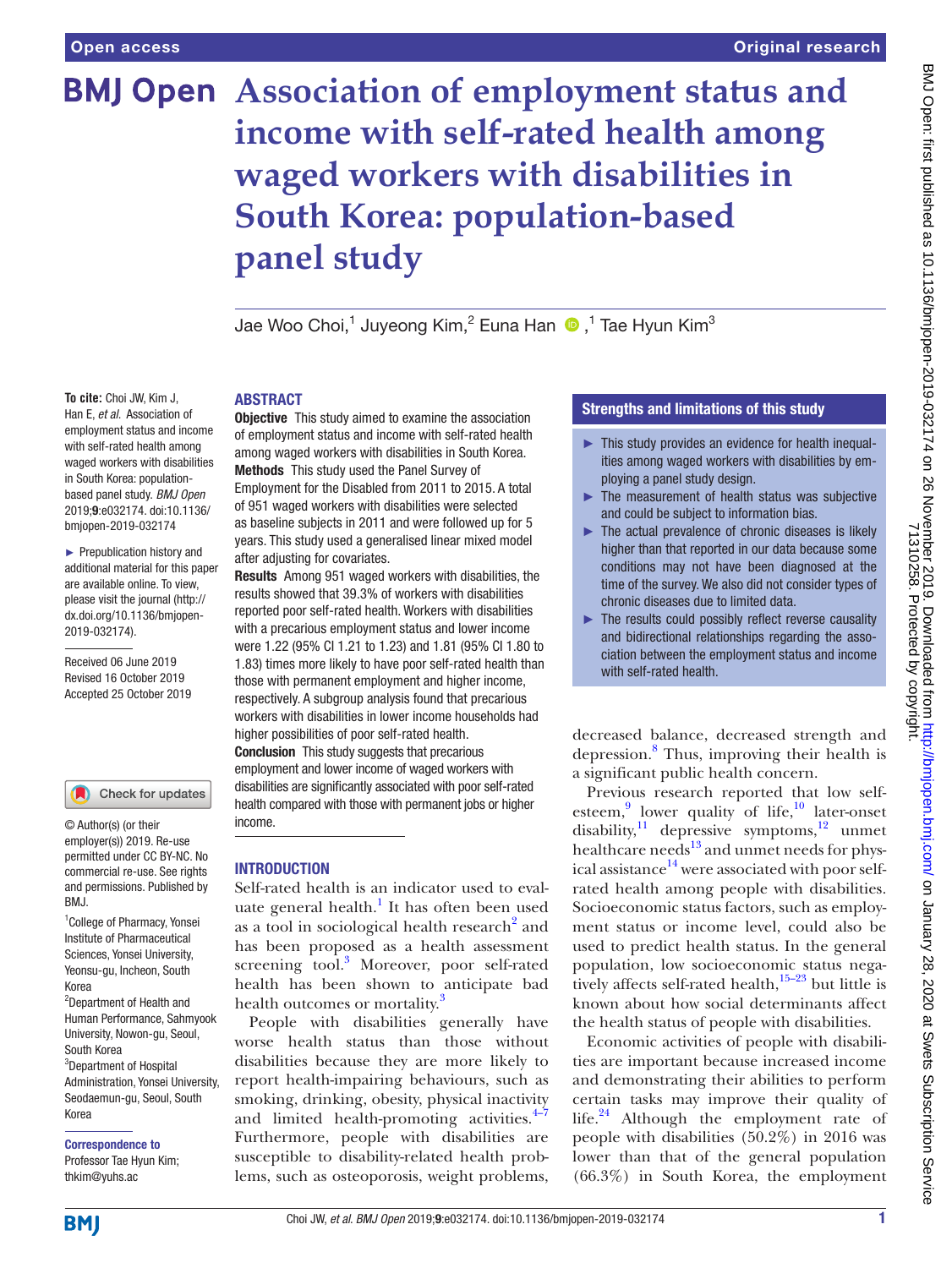Open access

Original research

# Association of employment status and income with self-rated health among waged workers with disabilities in South Korea: population-based panel study

Jae Woo Choi,[1] Juyeong Kim,[2] Euna Han,[1] Tae Hyun Kim[3]

**To cite:** Choi JW, Kim J, Han E, *et al*. Association of employment status and income with self-rated health among waged workers with disabilities in South Korea: population-based panel study. *BMJ Open* 2019;**9**:e032174. doi:10.1136/bmjopen-2019-032174

► Prepublication history and additional material for this paper are available online. To view, please visit the journal (http://dx.doi.org/10.1136/bmjopen-2019-032174).

Received 06 June 2019
Revised 16 October 2019
Accepted 25 October 2019

© Author(s) (or their employer(s)) 2019. Re-use permitted under CC BY-NC. No commercial re-use. See rights and permissions. Published by BMJ.

[1]College of Pharmacy, Yonsei Institute of Pharmaceutical Sciences, Yonsei University, Yeonsu-gu, Incheon, South Korea
[2]Department of Health and Human Performance, Sahmyook University, Nowon-gu, Seoul, South Korea
[3]Department of Hospital Administration, Yonsei University, Seodaemun-gu, Seoul, South Korea

**Correspondence to**
Professor Tae Hyun Kim; thkim@yuhs.ac

## ABSTRACT

**Objective** This study aimed to examine the association of employment status and income with self-rated health among waged workers with disabilities in South Korea.

**Methods** This study used the Panel Survey of Employment for the Disabled from 2011 to 2015. A total of 951 waged workers with disabilities were selected as baseline subjects in 2011 and were followed up for 5 years. This study used a generalised linear mixed model after adjusting for covariates.

**Results** Among 951 waged workers with disabilities, the results showed that 39.3% of workers with disabilities reported poor self-rated health. Workers with disabilities with a precarious employment status and lower income were 1.22 (95% CI 1.21 to 1.23) and 1.81 (95% CI 1.80 to 1.83) times more likely to have poor self-rated health than those with permanent employment and higher income, respectively. A subgroup analysis found that precarious workers with disabilities in lower income households had higher possibilities of poor self-rated health.

**Conclusion** This study suggests that precarious employment and lower income of waged workers with disabilities are significantly associated with poor self-rated health compared with those with permanent jobs or higher income.

### Strengths and limitations of this study

- This study provides an evidence for health inequalities among waged workers with disabilities by employing a panel study design.
- The measurement of health status was subjective and could be subject to information bias.
- The actual prevalence of chronic diseases is likely higher than that reported in our data because some conditions may not have been diagnosed at the time of the survey. We also did not consider types of chronic diseases due to limited data.
- The results could possibly reflect reverse causality and bidirectional relationships regarding the association between the employment status and income with self-rated health.

## INTRODUCTION

Self-rated health is an indicator used to evaluate general health.[1] It has often been used as a tool in sociological health research[2] and has been proposed as a health assessment screening tool.[3] Moreover, poor self-rated health has been shown to anticipate bad health outcomes or mortality.[3]

People with disabilities generally have worse health status than those without disabilities because they are more likely to report health-impairing behaviours, such as smoking, drinking, obesity, physical inactivity and limited health-promoting activities.[4–7] Furthermore, people with disabilities are susceptible to disability-related health problems, such as osteoporosis, weight problems, decreased balance, decreased strength and depression.[8] Thus, improving their health is a significant public health concern.

Previous research reported that low self-esteem,[9] lower quality of life,[10] later-onset disability,[11] depressive symptoms,[12] unmet healthcare needs[13] and unmet needs for physical assistance[14] were associated with poor self-rated health among people with disabilities. Socioeconomic status factors, such as employment status or income level, could also be used to predict health status. In the general population, low socioeconomic status negatively affects self-rated health,[15–23] but little is known about how social determinants affect the health status of people with disabilities.

Economic activities of people with disabilities are important because increased income and demonstrating their abilities to perform certain tasks may improve their quality of life.[24] Although the employment rate of people with disabilities (50.2%) in 2016 was lower than that of the general population (66.3%) in South Korea, the employment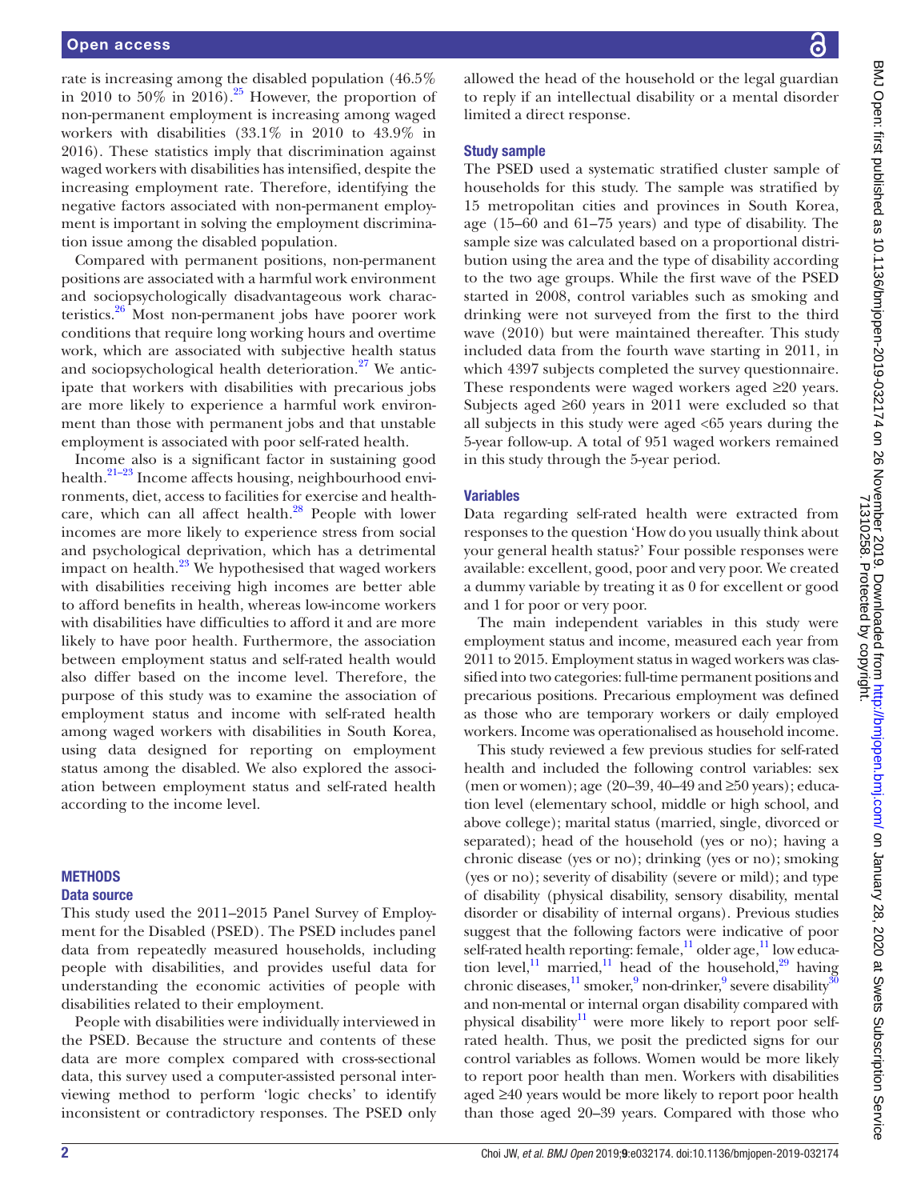rate is increasing among the disabled population (46.5% in 2010 to 50% in 2016).[25] However, the proportion of non-permanent employment is increasing among waged workers with disabilities (33.1% in 2010 to 43.9% in 2016). These statistics imply that discrimination against waged workers with disabilities has intensified, despite the increasing employment rate. Therefore, identifying the negative factors associated with non-permanent employment is important in solving the employment discrimination issue among the disabled population.

Compared with permanent positions, non-permanent positions are associated with a harmful work environment and sociopsychologically disadvantageous work characteristics.[26] Most non-permanent jobs have poorer work conditions that require long working hours and overtime work, which are associated with subjective health status and sociopsychological health deterioration.[27] We anticipate that workers with disabilities with precarious jobs are more likely to experience a harmful work environment than those with permanent jobs and that unstable employment is associated with poor self-rated health.

Income also is a significant factor in sustaining good health.[21–23] Income affects housing, neighbourhood environments, diet, access to facilities for exercise and healthcare, which can all affect health.[28] People with lower incomes are more likely to experience stress from social and psychological deprivation, which has a detrimental impact on health.[23] We hypothesised that waged workers with disabilities receiving high incomes are better able to afford benefits in health, whereas low-income workers with disabilities have difficulties to afford it and are more likely to have poor health. Furthermore, the association between employment status and self-rated health would also differ based on the income level. Therefore, the purpose of this study was to examine the association of employment status and income with self-rated health among waged workers with disabilities in South Korea, using data designed for reporting on employment status among the disabled. We also explored the association between employment status and self-rated health according to the income level.

## METHODS

### Data source

This study used the 2011–2015 Panel Survey of Employment for the Disabled (PSED). The PSED includes panel data from repeatedly measured households, including people with disabilities, and provides useful data for understanding the economic activities of people with disabilities related to their employment.

People with disabilities were individually interviewed in the PSED. Because the structure and contents of these data are more complex compared with cross-sectional data, this survey used a computer-assisted personal interviewing method to perform 'logic checks' to identify inconsistent or contradictory responses. The PSED only allowed the head of the household or the legal guardian to reply if an intellectual disability or a mental disorder limited a direct response.

### Study sample

The PSED used a systematic stratified cluster sample of households for this study. The sample was stratified by 15 metropolitan cities and provinces in South Korea, age (15–60 and 61–75 years) and type of disability. The sample size was calculated based on a proportional distribution using the area and the type of disability according to the two age groups. While the first wave of the PSED started in 2008, control variables such as smoking and drinking were not surveyed from the first to the third wave (2010) but were maintained thereafter. This study included data from the fourth wave starting in 2011, in which 4397 subjects completed the survey questionnaire. These respondents were waged workers aged ≥20 years. Subjects aged ≥60 years in 2011 were excluded so that all subjects in this study were aged <65 years during the 5-year follow-up. A total of 951 waged workers remained in this study through the 5-year period.

### Variables

Data regarding self-rated health were extracted from responses to the question 'How do you usually think about your general health status?' Four possible responses were available: excellent, good, poor and very poor. We created a dummy variable by treating it as 0 for excellent or good and 1 for poor or very poor.

The main independent variables in this study were employment status and income, measured each year from 2011 to 2015. Employment status in waged workers was classified into two categories: full-time permanent positions and precarious positions. Precarious employment was defined as those who are temporary workers or daily employed workers. Income was operationalised as household income.

This study reviewed a few previous studies for self-rated health and included the following control variables: sex (men or women); age (20–39, 40–49 and ≥50 years); education level (elementary school, middle or high school, and above college); marital status (married, single, divorced or separated); head of the household (yes or no); having a chronic disease (yes or no); drinking (yes or no); smoking (yes or no); severity of disability (severe or mild); and type of disability (physical disability, sensory disability, mental disorder or disability of internal organs). Previous studies suggest that the following factors were indicative of poor self-rated health reporting: female,[11] older age,[11] low education level,[11] married,[11] head of the household,[29] having chronic diseases,[11] smoker,[9] non-drinker,[9] severe disability[30] and non-mental or internal organ disability compared with physical disability[11] were more likely to report poor self-rated health. Thus, we posit the predicted signs for our control variables as follows. Women would be more likely to report poor health than men. Workers with disabilities aged ≥40 years would be more likely to report poor health than those aged 20–39 years. Compared with those who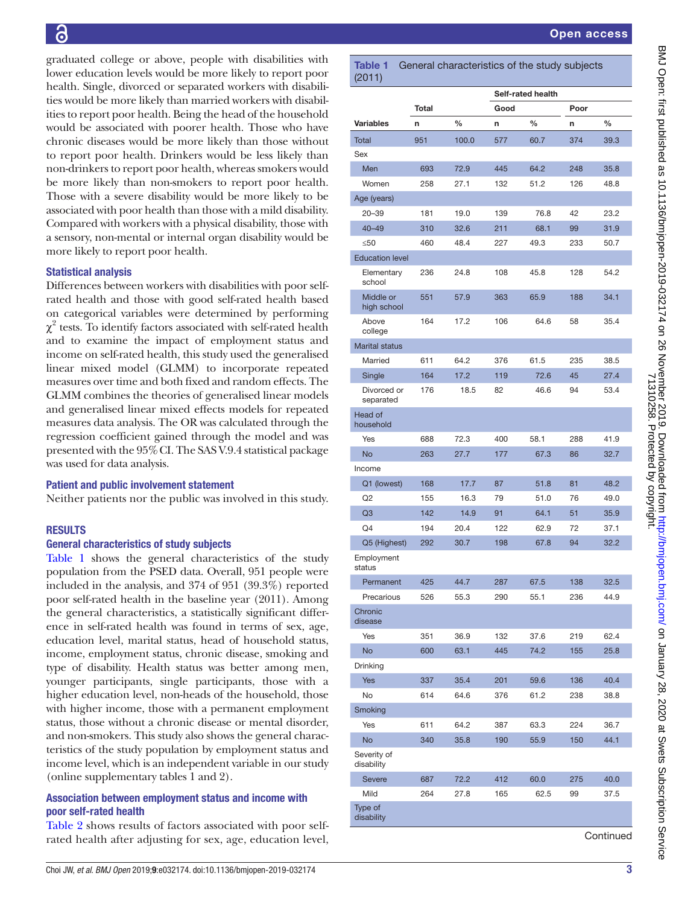graduated college or above, people with disabilities with lower education levels would be more likely to report poor health. Single, divorced or separated workers with disabilities would be more likely than married workers with disabilities to report poor health. Being the head of the household would be associated with poorer health. Those who have chronic diseases would be more likely than those without to report poor health. Drinkers would be less likely than non-drinkers to report poor health, whereas smokers would be more likely than non-smokers to report poor health. Those with a severe disability would be more likely to be associated with poor health than those with a mild disability. Compared with workers with a physical disability, those with a sensory, non-mental or internal organ disability would be more likely to report poor health.

### Statistical analysis

Differences between workers with disabilities with poor self-rated health and those with good self-rated health based on categorical variables were determined by performing $\chi^2$ tests. To identify factors associated with self-rated health and to examine the impact of employment status and income on self-rated health, this study used the generalised linear mixed model (GLMM) to incorporate repeated measures over time and both fixed and random effects. The GLMM combines the theories of generalised linear models and generalised linear mixed effects models for repeated measures data analysis. The OR was calculated through the regression coefficient gained through the model and was presented with the 95% CI. The SAS V.9.4 statistical package was used for data analysis.

### Patient and public involvement statement

Neither patients nor the public was involved in this study.

## RESULTS

### General characteristics of study subjects

Table 1 shows the general characteristics of the study population from the PSED data. Overall, 951 people were included in the analysis, and 374 of 951 (39.3%) reported poor self-rated health in the baseline year (2011). Among the general characteristics, a statistically significant difference in self-rated health was found in terms of sex, age, education level, marital status, head of household status, income, employment status, chronic disease, smoking and type of disability. Health status was better among men, younger participants, single participants, those with a higher education level, non-heads of the household, those with higher income, those with a permanent employment status, those without a chronic disease or mental disorder, and non-smokers. This study also shows the general characteristics of the study population by employment status and income level, which is an independent variable in our study (online supplementary tables 1 and 2).

### Association between employment status and income with poor self-rated health

Table 2 shows results of factors associated with poor self-rated health after adjusting for sex, age, education level,

**Table 1** General characteristics of the study subjects (2011)

| | Total | | Self-rated health | | | |
|---|---|---|---|---|---|---|
| | | | Good | | Poor | |
| Variables | n | % | n | % | n | % |
| Total | 951 | 100.0 | 577 | 60.7 | 374 | 39.3 |
| Sex | | | | | | |
| Men | 693 | 72.9 | 445 | 64.2 | 248 | 35.8 |
| Women | 258 | 27.1 | 132 | 51.2 | 126 | 48.8 |
| Age (years) | | | | | | |
| 20–39 | 181 | 19.0 | 139 | 76.8 | 42 | 23.2 |
| 40–49 | 310 | 32.6 | 211 | 68.1 | 99 | 31.9 |
| ≤50 | 460 | 48.4 | 227 | 49.3 | 233 | 50.7 |
| Education level | | | | | | |
| Elementary school | 236 | 24.8 | 108 | 45.8 | 128 | 54.2 |
| Middle or high school | 551 | 57.9 | 363 | 65.9 | 188 | 34.1 |
| Above college | 164 | 17.2 | 106 | 64.6 | 58 | 35.4 |
| Marital status | | | | | | |
| Married | 611 | 64.2 | 376 | 61.5 | 235 | 38.5 |
| Single | 164 | 17.2 | 119 | 72.6 | 45 | 27.4 |
| Divorced or separated | 176 | 18.5 | 82 | 46.6 | 94 | 53.4 |
| Head of household | | | | | | |
| Yes | 688 | 72.3 | 400 | 58.1 | 288 | 41.9 |
| No | 263 | 27.7 | 177 | 67.3 | 86 | 32.7 |
| Income | | | | | | |
| Q1 (lowest) | 168 | 17.7 | 87 | 51.8 | 81 | 48.2 |
| Q2 | 155 | 16.3 | 79 | 51.0 | 76 | 49.0 |
| Q3 | 142 | 14.9 | 91 | 64.1 | 51 | 35.9 |
| Q4 | 194 | 20.4 | 122 | 62.9 | 72 | 37.1 |
| Q5 (Highest) | 292 | 30.7 | 198 | 67.8 | 94 | 32.2 |
| Employment status | | | | | | |
| Permanent | 425 | 44.7 | 287 | 67.5 | 138 | 32.5 |
| Precarious | 526 | 55.3 | 290 | 55.1 | 236 | 44.9 |
| Chronic disease | | | | | | |
| Yes | 351 | 36.9 | 132 | 37.6 | 219 | 62.4 |
| No | 600 | 63.1 | 445 | 74.2 | 155 | 25.8 |
| Drinking | | | | | | |
| Yes | 337 | 35.4 | 201 | 59.6 | 136 | 40.4 |
| No | 614 | 64.6 | 376 | 61.2 | 238 | 38.8 |
| Smoking | | | | | | |
| Yes | 611 | 64.2 | 387 | 63.3 | 224 | 36.7 |
| No | 340 | 35.8 | 190 | 55.9 | 150 | 44.1 |
| Severity of disability | | | | | | |
| Severe | 687 | 72.2 | 412 | 60.0 | 275 | 40.0 |
| Mild | 264 | 27.8 | 165 | 62.5 | 99 | 37.5 |
| Type of disability | | | | | | |

Continued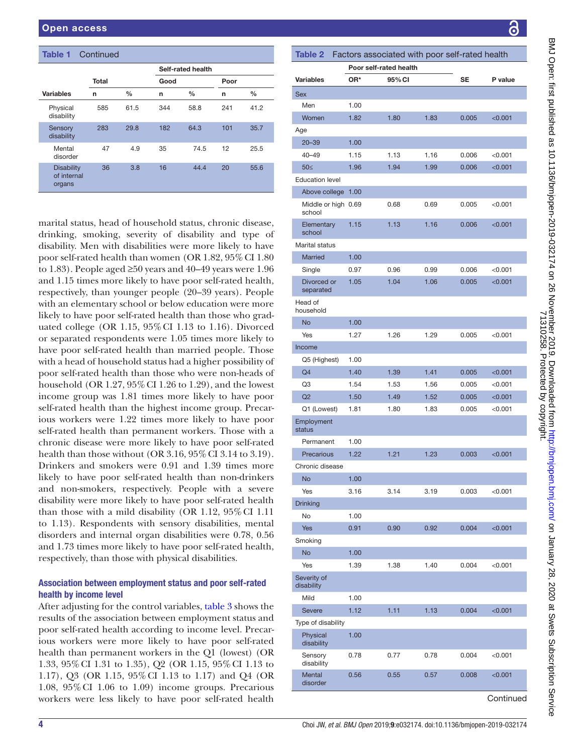**Table 1** Continued

| Variables | Total |  | Self-rated health |  |  |  |
|---|---|---|---|---|---|---|
|  |  |  | Good |  | Poor |  |
|  | n | % | n | % | n | % |
| Physical disability | 585 | 61.5 | 344 | 58.8 | 241 | 41.2 |
| Sensory disability | 283 | 29.8 | 182 | 64.3 | 101 | 35.7 |
| Mental disorder | 47 | 4.9 | 35 | 74.5 | 12 | 25.5 |
| Disability of internal organs | 36 | 3.8 | 16 | 44.4 | 20 | 55.6 |

marital status, head of household status, chronic disease, drinking, smoking, severity of disability and type of disability. Men with disabilities were more likely to have poor self-rated health than women (OR 1.82, 95% CI 1.80 to 1.83). People aged ≥50 years and 40–49 years were 1.96 and 1.15 times more likely to have poor self-rated health, respectively, than younger people (20–39 years). People with an elementary school or below education were more likely to have poor self-rated health than those who graduated college (OR 1.15, 95% CI 1.13 to 1.16). Divorced or separated respondents were 1.05 times more likely to have poor self-rated health than married people. Those with a head of household status had a higher possibility of poor self-rated health than those who were non-heads of household (OR 1.27, 95% CI 1.26 to 1.29), and the lowest income group was 1.81 times more likely to have poor self-rated health than the highest income group. Precarious workers were 1.22 times more likely to have poor self-rated health than permanent workers. Those with a chronic disease were more likely to have poor self-rated health than those without (OR 3.16, 95% CI 3.14 to 3.19). Drinkers and smokers were 0.91 and 1.39 times more likely to have poor self-rated health than non-drinkers and non-smokers, respectively. People with a severe disability were more likely to have poor self-rated health than those with a mild disability (OR 1.12, 95% CI 1.11 to 1.13). Respondents with sensory disabilities, mental disorders and internal organ disabilities were 0.78, 0.56 and 1.73 times more likely to have poor self-rated health, respectively, than those with physical disabilities.

### Association between employment status and poor self-rated health by income level

After adjusting for the control variables, table 3 shows the results of the association between employment status and poor self-rated health according to income level. Precarious workers were more likely to have poor self-rated health than permanent workers in the Q1 (lowest) (OR 1.33, 95% CI 1.31 to 1.35), Q2 (OR 1.15, 95% CI 1.13 to 1.17), Q3 (OR 1.15, 95% CI 1.13 to 1.17) and Q4 (OR 1.08, 95% CI 1.06 to 1.09) income groups. Precarious workers were less likely to have poor self-rated health

**Table 2** Factors associated with poor self-rated health

| Variables | Poor self-rated health |  |  |  |  |
|---|---|---|---|---|---|
|  | OR* | 95% CI |  | SE | P value |
| **Sex** |  |  |  |  |  |
| Men | 1.00 |  |  |  |  |
| Women | 1.82 | 1.80 | 1.83 | 0.005 | <0.001 |
| **Age** |  |  |  |  |  |
| 20–39 | 1.00 |  |  |  |  |
| 40–49 | 1.15 | 1.13 | 1.16 | 0.006 | <0.001 |
| 50≤ | 1.96 | 1.94 | 1.99 | 0.006 | <0.001 |
| **Education level** |  |  |  |  |  |
| Above college | 1.00 |  |  |  |  |
| Middle or high school | 0.69 | 0.68 | 0.69 | 0.005 | <0.001 |
| Elementary school | 1.15 | 1.13 | 1.16 | 0.006 | <0.001 |
| **Marital status** |  |  |  |  |  |
| Married | 1.00 |  |  |  |  |
| Single | 0.97 | 0.96 | 0.99 | 0.006 | <0.001 |
| Divorced or separated | 1.05 | 1.04 | 1.06 | 0.005 | <0.001 |
| **Head of household** |  |  |  |  |  |
| No | 1.00 |  |  |  |  |
| Yes | 1.27 | 1.26 | 1.29 | 0.005 | <0.001 |
| **Income** |  |  |  |  |  |
| Q5 (Highest) | 1.00 |  |  |  |  |
| Q4 | 1.40 | 1.39 | 1.41 | 0.005 | <0.001 |
| Q3 | 1.54 | 1.53 | 1.56 | 0.005 | <0.001 |
| Q2 | 1.50 | 1.49 | 1.52 | 0.005 | <0.001 |
| Q1 (Lowest) | 1.81 | 1.80 | 1.83 | 0.005 | <0.001 |
| **Employment status** |  |  |  |  |  |
| Permanent | 1.00 |  |  |  |  |
| Precarious | 1.22 | 1.21 | 1.23 | 0.003 | <0.001 |
| **Chronic disease** |  |  |  |  |  |
| No | 1.00 |  |  |  |  |
| Yes | 3.16 | 3.14 | 3.19 | 0.003 | <0.001 |
| **Drinking** |  |  |  |  |  |
| No | 1.00 |  |  |  |  |
| Yes | 0.91 | 0.90 | 0.92 | 0.004 | <0.001 |
| **Smoking** |  |  |  |  |  |
| No | 1.00 |  |  |  |  |
| Yes | 1.39 | 1.38 | 1.40 | 0.004 | <0.001 |
| **Severity of disability** |  |  |  |  |  |
| Mild | 1.00 |  |  |  |  |
| Severe | 1.12 | 1.11 | 1.13 | 0.004 | <0.001 |
| **Type of disability** |  |  |  |  |  |
| Physical disability | 1.00 |  |  |  |  |
| Sensory disability | 0.78 | 0.77 | 0.78 | 0.004 | <0.001 |
| Mental disorder | 0.56 | 0.55 | 0.57 | 0.008 | <0.001 |

Continued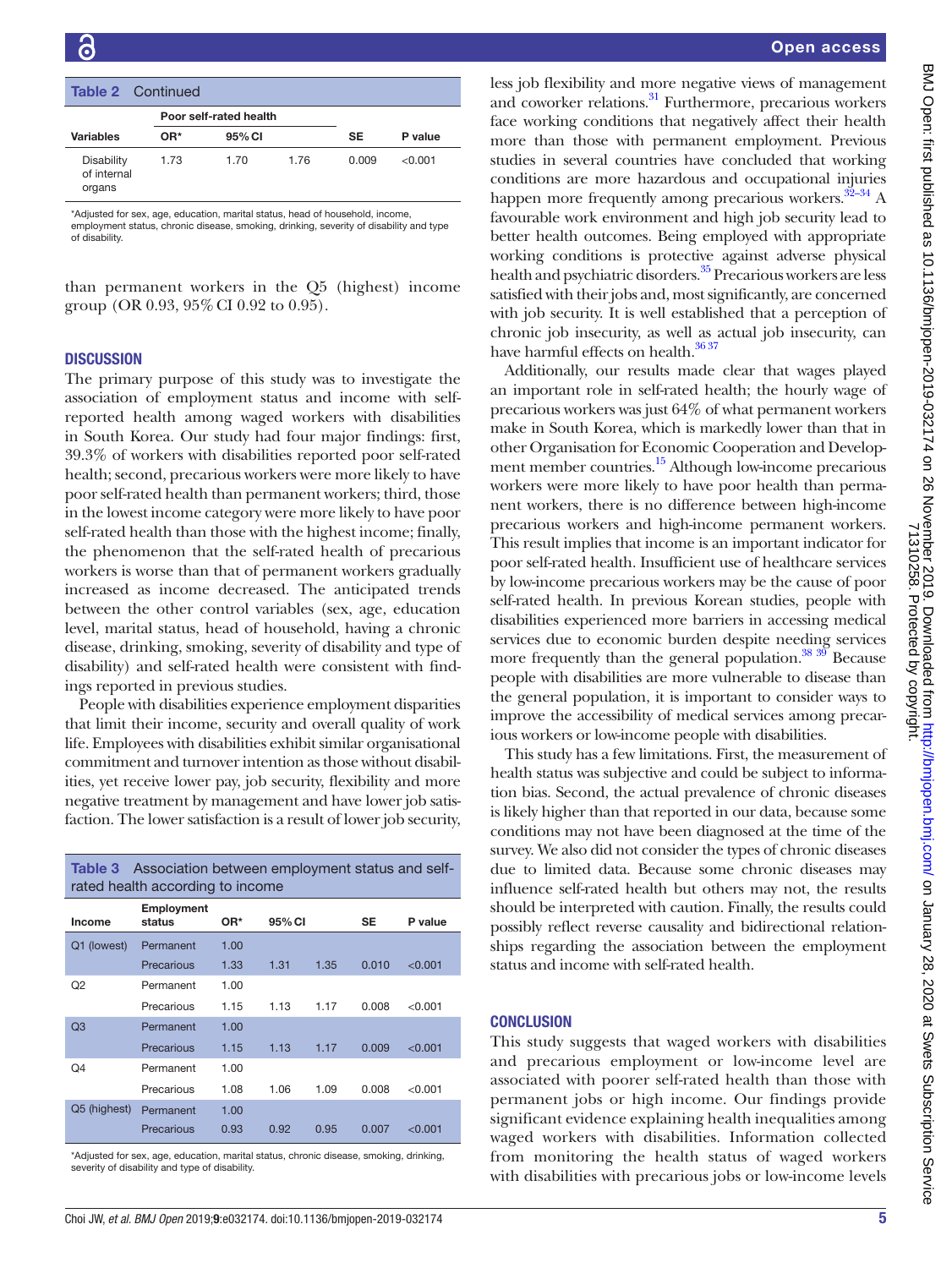Table 2 Continued

| | Poor self-rated health | | | | |
|---|---|---|---|---|---|
| Variables | OR* | 95% CI | | SE | P value |
| Disability of internal organs | 1.73 | 1.70 | 1.76 | 0.009 | <0.001 |

*Adjusted for sex, age, education, marital status, head of household, income, employment status, chronic disease, smoking, drinking, severity of disability and type of disability.

than permanent workers in the Q5 (highest) income group (OR 0.93, 95% CI 0.92 to 0.95).

## DISCUSSION

The primary purpose of this study was to investigate the association of employment status and income with self-reported health among waged workers with disabilities in South Korea. Our study had four major findings: first, 39.3% of workers with disabilities reported poor self-rated health; second, precarious workers were more likely to have poor self-rated health than permanent workers; third, those in the lowest income category were more likely to have poor self-rated health than those with the highest income; finally, the phenomenon that the self-rated health of precarious workers is worse than that of permanent workers gradually increased as income decreased. The anticipated trends between the other control variables (sex, age, education level, marital status, head of household, having a chronic disease, drinking, smoking, severity of disability and type of disability) and self-rated health were consistent with findings reported in previous studies.

People with disabilities experience employment disparities that limit their income, security and overall quality of work life. Employees with disabilities exhibit similar organisational commitment and turnover intention as those without disabilities, yet receive lower pay, job security, flexibility and more negative treatment by management and have lower job satisfaction. The lower satisfaction is a result of lower job security, less job flexibility and more negative views of management and coworker relations.[31] Furthermore, precarious workers face working conditions that negatively affect their health more than those with permanent employment. Previous studies in several countries have concluded that working conditions are more hazardous and occupational injuries happen more frequently among precarious workers.[32–34] A favourable work environment and high job security lead to better health outcomes. Being employed with appropriate working conditions is protective against adverse physical health and psychiatric disorders.[35] Precarious workers are less satisfied with their jobs and, most significantly, are concerned with job security. It is well established that a perception of chronic job insecurity, as well as actual job insecurity, can have harmful effects on health.[36,37]

Additionally, our results made clear that wages played an important role in self-rated health; the hourly wage of precarious workers was just 64% of what permanent workers make in South Korea, which is markedly lower than that in other Organisation for Economic Cooperation and Development member countries.[15] Although low-income precarious workers were more likely to have poor health than permanent workers, there is no difference between high-income precarious workers and high-income permanent workers. This result implies that income is an important indicator for poor self-rated health. Insufficient use of healthcare services by low-income precarious workers may be the cause of poor self-rated health. In previous Korean studies, people with disabilities experienced more barriers in accessing medical services due to economic burden despite needing services more frequently than the general population.[38,39] Because people with disabilities are more vulnerable to disease than the general population, it is important to consider ways to improve the accessibility of medical services among precarious workers or low-income people with disabilities.

This study has a few limitations. First, the measurement of health status was subjective and could be subject to information bias. Second, the actual prevalence of chronic diseases is likely higher than that reported in our data, because some conditions may not have been diagnosed at the time of the survey. We also did not consider the types of chronic diseases due to limited data. Because some chronic diseases may influence self-rated health but others may not, the results should be interpreted with caution. Finally, the results could possibly reflect reverse causality and bidirectional relationships regarding the association between the employment status and income with self-rated health.

Table 3 Association between employment status and self-rated health according to income

| Income | Employment status | OR* | 95% CI | | SE | P value |
|---|---|---|---|---|---|---|
| Q1 (lowest) | Permanent | 1.00 | | | | |
| | Precarious | 1.33 | 1.31 | 1.35 | 0.010 | <0.001 |
| Q2 | Permanent | 1.00 | | | | |
| | Precarious | 1.15 | 1.13 | 1.17 | 0.008 | <0.001 |
| Q3 | Permanent | 1.00 | | | | |
| | Precarious | 1.15 | 1.13 | 1.17 | 0.009 | <0.001 |
| Q4 | Permanent | 1.00 | | | | |
| | Precarious | 1.08 | 1.06 | 1.09 | 0.008 | <0.001 |
| Q5 (highest) | Permanent | 1.00 | | | | |
| | Precarious | 0.93 | 0.92 | 0.95 | 0.007 | <0.001 |

*Adjusted for sex, age, education, marital status, chronic disease, smoking, drinking, severity of disability and type of disability.

## CONCLUSION

This study suggests that waged workers with disabilities and precarious employment or low-income level are associated with poorer self-rated health than those with permanent jobs or high income. Our findings provide significant evidence explaining health inequalities among waged workers with disabilities. Information collected from monitoring the health status of waged workers with disabilities with precarious jobs or low-income levels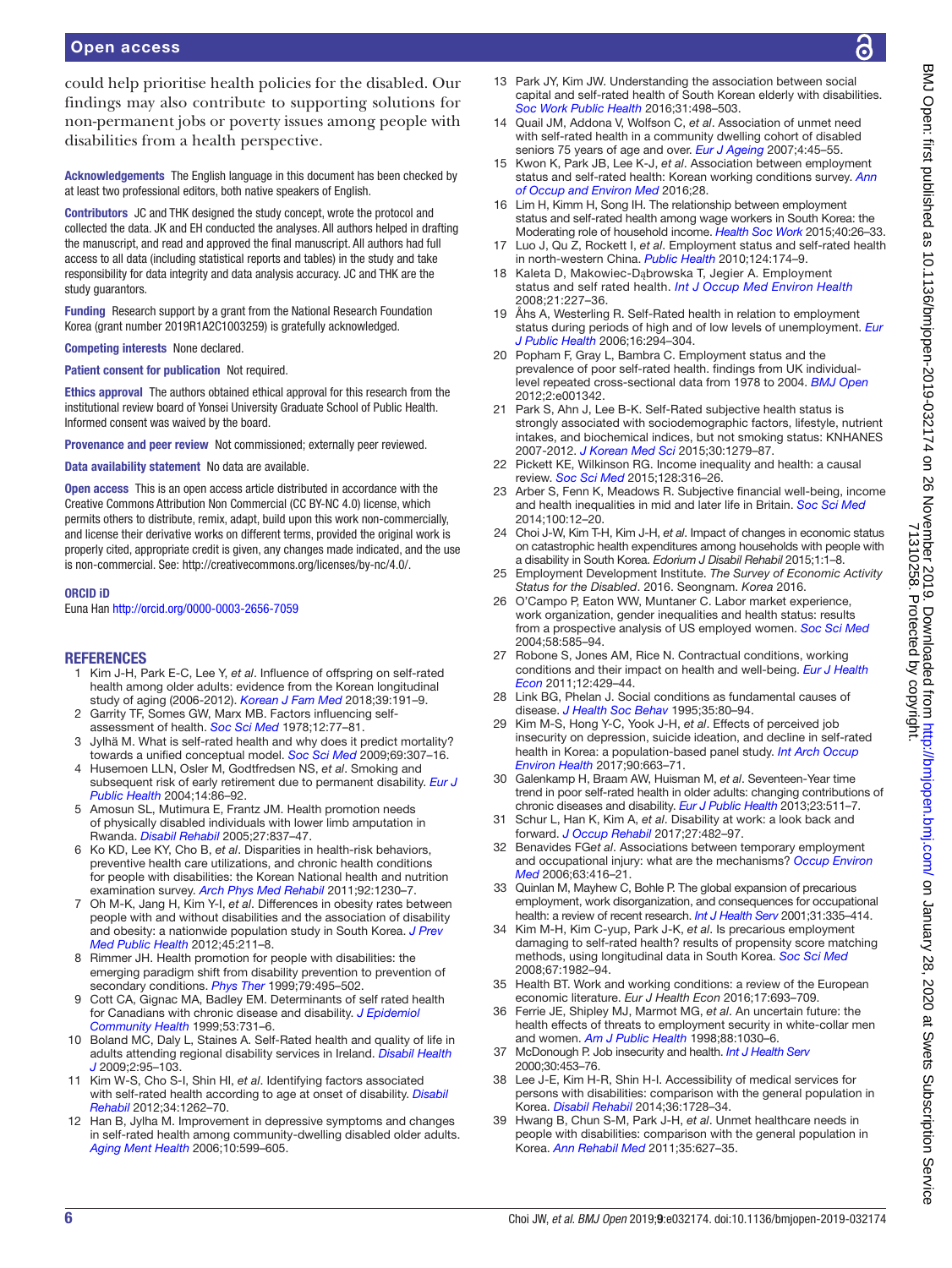could help prioritise health policies for the disabled. Our findings may also contribute to supporting solutions for non-permanent jobs or poverty issues among people with disabilities from a health perspective.

**Acknowledgements** The English language in this document has been checked by at least two professional editors, both native speakers of English.

**Contributors** JC and THK designed the study concept, wrote the protocol and collected the data. JK and EH conducted the analyses. All authors helped in drafting the manuscript, and read and approved the final manuscript. All authors had full access to all data (including statistical reports and tables) in the study and take responsibility for data integrity and data analysis accuracy. JC and THK are the study guarantors.

**Funding** Research support by a grant from the National Research Foundation Korea (grant number 2019R1A2C1003259) is gratefully acknowledged.

**Competing interests** None declared.

**Patient consent for publication** Not required.

**Ethics approval** The authors obtained ethical approval for this research from the institutional review board of Yonsei University Graduate School of Public Health. Informed consent was waived by the board.

**Provenance and peer review** Not commissioned; externally peer reviewed.

**Data availability statement** No data are available.

**Open access** This is an open access article distributed in accordance with the Creative Commons Attribution Non Commercial (CC BY-NC 4.0) license, which permits others to distribute, remix, adapt, build upon this work non-commercially, and license their derivative works on different terms, provided the original work is properly cited, appropriate credit is given, any changes made indicated, and the use is non-commercial. See: http://creativecommons.org/licenses/by-nc/4.0/.

**ORCID iD**

Euna Han http://orcid.org/0000-0003-2656-7059

## REFERENCES

1. Kim J-H, Park E-C, Lee Y, *et al*. Influence of offspring on self-rated health among older adults: evidence from the Korean longitudinal study of aging (2006-2012). *Korean J Fam Med* 2018;39:191–9.
2. Garrity TF, Somes GW, Marx MB. Factors influencing self-assessment of health. *Soc Sci Med* 1978;12:77–81.
3. Jylhä M. What is self-rated health and why does it predict mortality? towards a unified conceptual model. *Soc Sci Med* 2009;69:307–16.
4. Husemoen LLN, Osler M, Godtfredsen NS, *et al*. Smoking and subsequent risk of early retirement due to permanent disability. *Eur J Public Health* 2004;14:86–92.
5. Amosun SL, Mutimura E, Frantz JM. Health promotion needs of physically disabled individuals with lower limb amputation in Rwanda. *Disabil Rehabil* 2005;27:837–47.
6. Ko KD, Lee KY, Cho B, *et al*. Disparities in health-risk behaviors, preventive health care utilizations, and chronic health conditions for people with disabilities: the Korean National health and nutrition examination survey. *Arch Phys Med Rehabil* 2011;92:1230–7.
7. Oh M-K, Jang H, Kim Y-I, *et al*. Differences in obesity rates between people with and without disabilities and the association of disability and obesity: a nationwide population study in South Korea. *J Prev Med Public Health* 2012;45:211–8.
8. Rimmer JH. Health promotion for people with disabilities: the emerging paradigm shift from disability prevention to prevention of secondary conditions. *Phys Ther* 1999;79:495–502.
9. Cott CA, Gignac MA, Badley EM. Determinants of self rated health for Canadians with chronic disease and disability. *J Epidemiol Community Health* 1999;53:731–6.
10. Boland MC, Daly L, Staines A. Self-Rated health and quality of life in adults attending regional disability services in Ireland. *Disabil Health J* 2009;2:95–103.
11. Kim W-S, Cho S-I, Shin HI, *et al*. Identifying factors associated with self-rated health according to age at onset of disability. *Disabil Rehabil* 2012;34:1262–70.
12. Han B, Jylha M. Improvement in depressive symptoms and changes in self-rated health among community-dwelling disabled older adults. *Aging Ment Health* 2006;10:599–605.
13. Park JY, Kim JW. Understanding the association between social capital and self-rated health of South Korean elderly with disabilities. *Soc Work Public Health* 2016;31:498–503.
14. Quail JM, Addona V, Wolfson C, *et al*. Association of unmet need with self-rated health in a community dwelling cohort of disabled seniors 75 years of age and over. *Eur J Ageing* 2007;4:45–55.
15. Kwon K, Park JB, Lee K-J, *et al*. Association between employment status and self-rated health: Korean working conditions survey. *Ann of Occup and Environ Med* 2016;28.
16. Lim H, Kimm H, Song IH. The relationship between employment status and self-rated health among wage workers in South Korea: the Moderating role of household income. *Health Soc Work* 2015;40:26–33.
17. Luo J, Qu Z, Rockett I, *et al*. Employment status and self-rated health in north-western China. *Public Health* 2010;124:174–9.
18. Kaleta D, Makowiec-Dąbrowska T, Jegier A. Employment status and self rated health. *Int J Occup Med Environ Health* 2008;21:227–36.
19. Åhs A, Westerling R. Self-Rated health in relation to employment status during periods of high and of low levels of unemployment. *Eur J Public Health* 2006;16:294–304.
20. Popham F, Gray L, Bambra C. Employment status and the prevalence of poor self-rated health. findings from UK individual-level repeated cross-sectional data from 1978 to 2004. *BMJ Open* 2012;2:e001342.
21. Park S, Ahn J, Lee B-K. Self-Rated subjective health status is strongly associated with sociodemographic factors, lifestyle, nutrient intakes, and biochemical indices, but not smoking status: KNHANES 2007-2012. *J Korean Med Sci* 2015;30:1279–87.
22. Pickett KE, Wilkinson RG. Income inequality and health: a causal review. *Soc Sci Med* 2015;128:316–26.
23. Arber S, Fenn K, Meadows R. Subjective financial well-being, income and health inequalities in mid and later life in Britain. *Soc Sci Med* 2014;100:12–20.
24. Choi J-W, Kim T-H, Kim J-H, *et al*. Impact of changes in economic status on catastrophic health expenditures among households with people with a disability in South Korea. *Edorium J Disabil Rehabil* 2015;1:1–8.
25. Employment Development Institute. *The Survey of Economic Activity Status for the Disabled*. 2016. Seongnam. *Korea* 2016.
26. O'Campo P, Eaton WW, Muntaner C. Labor market experience, work organization, gender inequalities and health status: results from a prospective analysis of US employed women. *Soc Sci Med* 2004;58:585–94.
27. Robone S, Jones AM, Rice N. Contractual conditions, working conditions and their impact on health and well-being. *Eur J Health Econ* 2011;12:429–44.
28. Link BG, Phelan J. Social conditions as fundamental causes of disease. *J Health Soc Behav* 1995;35:80–94.
29. Kim M-S, Hong Y-C, Yook J-H, *et al*. Effects of perceived job insecurity on depression, suicide ideation, and decline in self-rated health in Korea: a population-based panel study. *Int Arch Occup Environ Health* 2017;90:663–71.
30. Galenkamp H, Braam AW, Huisman M, *et al*. Seventeen-Year time trend in poor self-rated health in older adults: changing contributions of chronic diseases and disability. *Eur J Public Health* 2013;23:511–7.
31. Schur L, Han K, Kim A, *et al*. Disability at work: a look back and forward. *J Occup Rehabil* 2017;27:482–97.
32. Benavides FG*et al*. Associations between temporary employment and occupational injury: what are the mechanisms? *Occup Environ Med* 2006;63:416–21.
33. Quinlan M, Mayhew C, Bohle P. The global expansion of precarious employment, work disorganization, and consequences for occupational health: a review of recent research. *Int J Health Serv* 2001;31:335–414.
34. Kim M-H, Kim C-yup, Park J-K, *et al*. Is precarious employment damaging to self-rated health? results of propensity score matching methods, using longitudinal data in South Korea. *Soc Sci Med* 2008;67:1982–94.
35. Health BT. Work and working conditions: a review of the European economic literature. *Eur J Health Econ* 2016;17:693–709.
36. Ferrie JE, Shipley MJ, Marmot MG, *et al*. An uncertain future: the health effects of threats to employment security in white-collar men and women. *Am J Public Health* 1998;88:1030–6.
37. McDonough P. Job insecurity and health. *Int J Health Serv* 2000;30:453–76.
38. Lee J-E, Kim H-R, Shin H-I. Accessibility of medical services for persons with disabilities: comparison with the general population in Korea. *Disabil Rehabil* 2014;36:1728–34.
39. Hwang B, Chun S-M, Park J-H, *et al*. Unmet healthcare needs in people with disabilities: comparison with the general population in Korea. *Ann Rehabil Med* 2011;35:627–35.